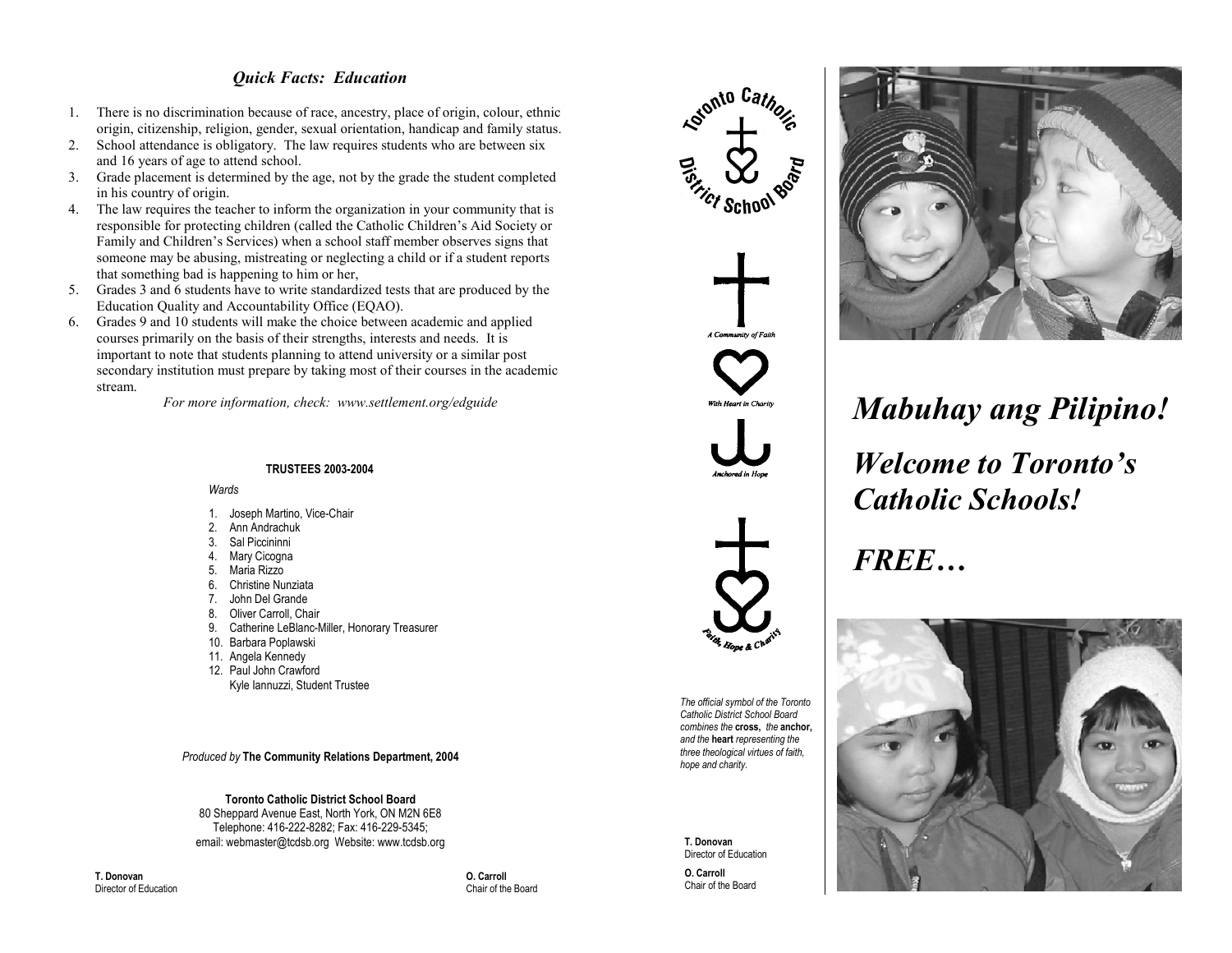## *Quick Facts: Education*

1. There is no discrimination because of race, ancestry, place of origin, colour, ethnic origin, citizenship, religion, gender, sexual orientation, handicap and family status.
2. School attendance is obligatory. The law requires students who are between six and 16 years of age to attend school.
3. Grade placement is determined by the age, not by the grade the student completed in his country of origin.
4. The law requires the teacher to inform the organization in your community that is responsible for protecting children (called the Catholic Children's Aid Society or Family and Children's Services) when a school staff member observes signs that someone may be abusing, mistreating or neglecting a child or if a student reports that something bad is happening to him or her,
5. Grades 3 and 6 students have to write standardized tests that are produced by the Education Quality and Accountability Office (EQAO).
6. Grades 9 and 10 students will make the choice between academic and applied courses primarily on the basis of their strengths, interests and needs. It is important to note that students planning to attend university or a similar post secondary institution must prepare by taking most of their courses in the academic stream.

*For more information, check: www.settlement.org/edguide*

**TRUSTEES 2003-2004**

*Wards*

1. Joseph Martino, Vice-Chair
2. Ann Andrachuk
3. Sal Piccininni
4. Mary Cicogna
5. Maria Rizzo
6. Christine Nunziata
7. John Del Grande
8. Oliver Carroll, Chair
9. Catherine LeBlanc-Miller, Honorary Treasurer
10. Barbara Poplawski
11. Angela Kennedy
12. Paul John Crawford

Kyle Iannuzzi, Student Trustee

*Produced by* **The Community Relations Department, 2004**

**Toronto Catholic District School Board**
80 Sheppard Avenue East, North York, ON M2N 6E8
Telephone: 416-222-8282; Fax: 416-229-5345;
email: webmaster@tcdsb.org Website: www.tcdsb.org

**T. Donovan**
Director of Education

**O. Carroll**
Chair of the Board

Toronto Catholic District School Board

*A Community of Faith*

*With Heart in Charity*

*Anchored in Hope*

*Faith, Hope & Charity*

*The official symbol of the Toronto Catholic District School Board combines the* **cross,** *the* **anchor,** *and the* **heart** *representing the three theological virtues of faith, hope and charity.*

**T. Donovan**
Director of Education

**O. Carroll**
Chair of the Board

# *Mabuhay ang Pilipino!*

# *Welcome to Toronto's Catholic Schools!*

# *FREE…*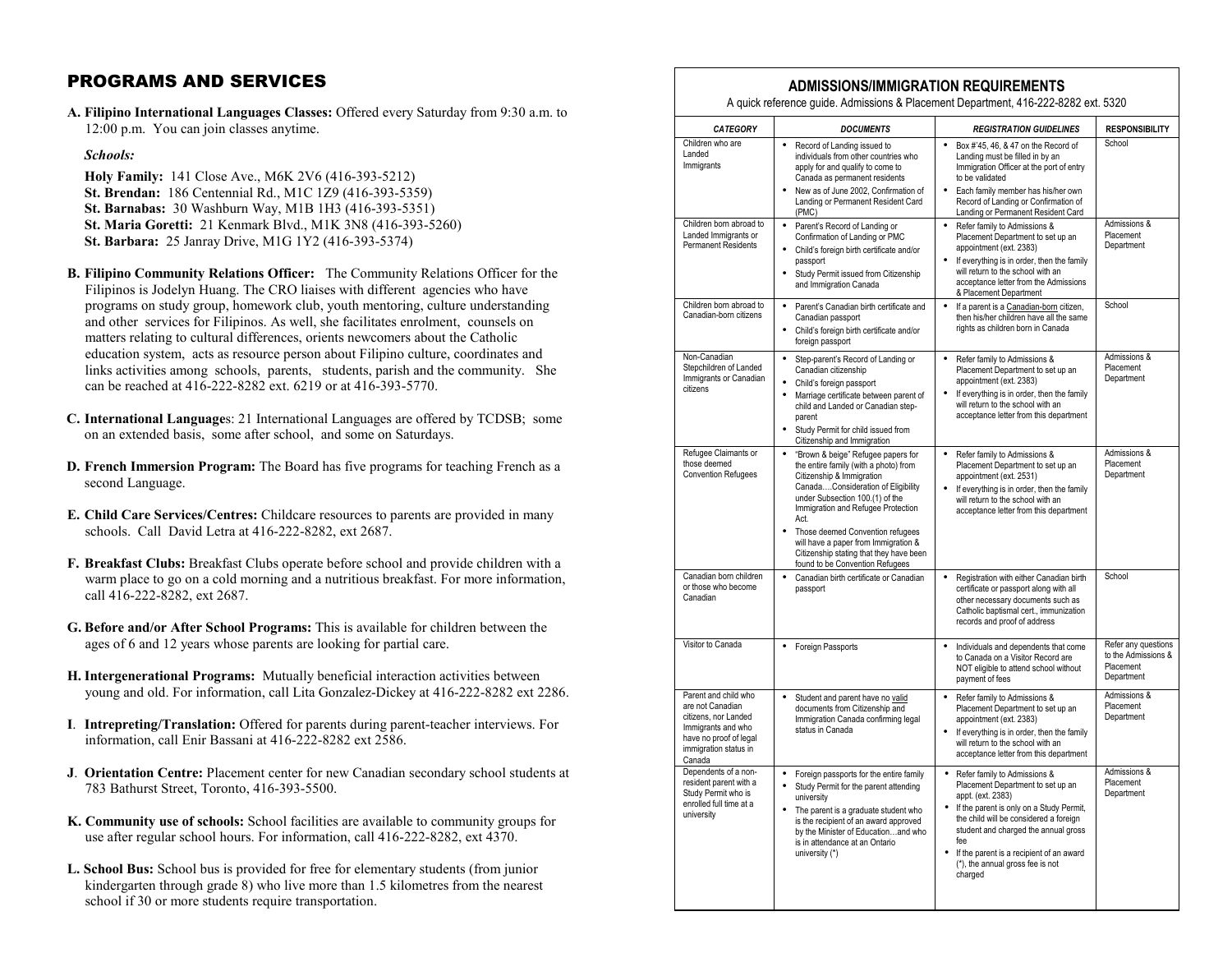## PROGRAMS AND SERVICES

**A. Filipino International Languages Classes:** Offered every Saturday from 9:30 a.m. to 12:00 p.m. You can join classes anytime.

***Schools:***

**Holy Family:** 141 Close Ave., M6K 2V6 (416-393-5212)
**St. Brendan:** 186 Centennial Rd., M1C 1Z9 (416-393-5359)
**St. Barnabas:** 30 Washburn Way, M1B 1H3 (416-393-5351)
**St. Maria Goretti:** 21 Kenmark Blvd., M1K 3N8 (416-393-5260)
**St. Barbara:** 25 Janray Drive, M1G 1Y2 (416-393-5374)

**B. Filipino Community Relations Officer:** The Community Relations Officer for the Filipinos is Jodelyn Huang. The CRO liaises with different agencies who have programs on study group, homework club, youth mentoring, culture understanding and other services for Filipinos. As well, she facilitates enrolment, counsels on matters relating to cultural differences, orients newcomers about the Catholic education system, acts as resource person about Filipino culture, coordinates and links activities among schools, parents, students, parish and the community. She can be reached at 416-222-8282 ext. 6219 or at 416-393-5770.

**C. International Languages**: 21 International Languages are offered by TCDSB; some on an extended basis, some after school, and some on Saturdays.

**D. French Immersion Program:** The Board has five programs for teaching French as a second Language.

**E. Child Care Services/Centres:** Childcare resources to parents are provided in many schools. Call David Letra at 416-222-8282, ext 2687.

**F. Breakfast Clubs:** Breakfast Clubs operate before school and provide children with a warm place to go on a cold morning and a nutritious breakfast. For more information, call 416-222-8282, ext 2687.

**G. Before and/or After School Programs:** This is available for children between the ages of 6 and 12 years whose parents are looking for partial care.

**H. Intergenerational Programs:** Mutually beneficial interaction activities between young and old. For information, call Lita Gonzalez-Dickey at 416-222-8282 ext 2286.

**I**. **Intrepreting/Translation:** Offered for parents during parent-teacher interviews. For information, call Enir Bassani at 416-222-8282 ext 2586.

**J**. **Orientation Centre:** Placement center for new Canadian secondary school students at 783 Bathurst Street, Toronto, 416-393-5500.

**K. Community use of schools:** School facilities are available to community groups for use after regular school hours. For information, call 416-222-8282, ext 4370.

**L. School Bus:** School bus is provided for free for elementary students (from junior kindergarten through grade 8) who live more than 1.5 kilometres from the nearest school if 30 or more students require transportation.

## ADMISSIONS/IMMIGRATION REQUIREMENTS

A quick reference guide. Admissions & Placement Department, 416-222-8282 ext. 5320

| *CATEGORY* | *DOCUMENTS* | *REGISTRATION GUIDELINES* | RESPONSIBILITY |
|---|---|---|---|
| Children who are Landed Immigrants | • Record of Landing issued to individuals from other countries who apply for and qualify to come to Canada as permanent residents<br>• New as of June 2002, Confirmation of Landing or Permanent Resident Card (PMC) | • Box #'45, 46, & 47 on the Record of Landing must be filled in by an Immigration Officer at the port of entry to be validated<br>• Each family member has his/her own Record of Landing or Confirmation of Landing or Permanent Resident Card | School |
| Children born abroad to Landed Immigrants or Permanent Residents | • Parent's Record of Landing or Confirmation of Landing or PMC<br>• Child's foreign birth certificate and/or passport<br>• Study Permit issued from Citizenship and Immigration Canada | • Refer family to Admissions & Placement Department to set up an appointment (ext. 2383)<br>• If everything is in order, then the family will return to the school with an acceptance letter from the Admissions & Placement Department | Admissions & Placement Department |
| Children born abroad to Canadian-born citizens | • Parent's Canadian birth certificate and Canadian passport<br>• Child's foreign birth certificate and/or foreign passport | • If a parent is a Canadian-born citizen, then his/her children have all the same rights as children born in Canada | School |
| Non-Canadian Stepchildren of Landed Immigrants or Canadian citizens | • Step-parent's Record of Landing or Canadian citizenship<br>• Child's foreign passport<br>• Marriage certificate between parent of child and Landed or Canadian step-parent<br>• Study Permit for child issued from Citizenship and Immigration | • Refer family to Admissions & Placement Department to set up an appointment (ext. 2383)<br>• If everything is in order, then the family will return to the school with an acceptance letter from this department | Admissions & Placement Department |
| Refugee Claimants or those deemed Convention Refugees | • "Brown & beige" Refugee papers for the entire family (with a photo) from Citizenship & Immigration Canada….Consideration of Eligibility under Subsection 100.(1) of the Immigration and Refugee Protection Act.<br>• Those deemed Convention refugees will have a paper from Immigration & Citizenship stating that they have been found to be Convention Refugees | • Refer family to Admissions & Placement Department to set up an appointment (ext. 2531)<br>• If everything is in order, then the family will return to the school with an acceptance letter from this department | Admissions & Placement Department |
| Canadian born children or those who become Canadian | • Canadian birth certificate or Canadian passport | • Registration with either Canadian birth certificate or passport along with all other necessary documents such as Catholic baptismal cert., immunization records and proof of address | School |
| Visitor to Canada | • Foreign Passports | • Individuals and dependents that come to Canada on a Visitor Record are NOT eligible to attend school without payment of fees | Refer any questions to the Admissions & Placement Department |
| Parent and child who are not Canadian citizens, nor Landed Immigrants and who have no proof of legal immigration status in Canada | • Student and parent have no valid documents from Citizenship and Immigration Canada confirming legal status in Canada | • Refer family to Admissions & Placement Department to set up an appointment (ext. 2383)<br>• If everything is in order, then the family will return to the school with an acceptance letter from this department | Admissions & Placement Department |
| Dependents of a non-resident parent with a Study Permit who is enrolled full time at a university | • Foreign passports for the entire family<br>• Study Permit for the parent attending university<br>• The parent is a graduate student who is the recipient of an award approved by the Minister of Education…and who is in attendance at an Ontario university (*) | • Refer family to Admissions & Placement Department to set up an appt. (ext. 2383)<br>• If the parent is only on a Study Permit, the child will be considered a foreign student and charged the annual gross fee<br>• If the parent is a recipient of an award (*), the annual gross fee is not charged | Admissions & Placement Department |